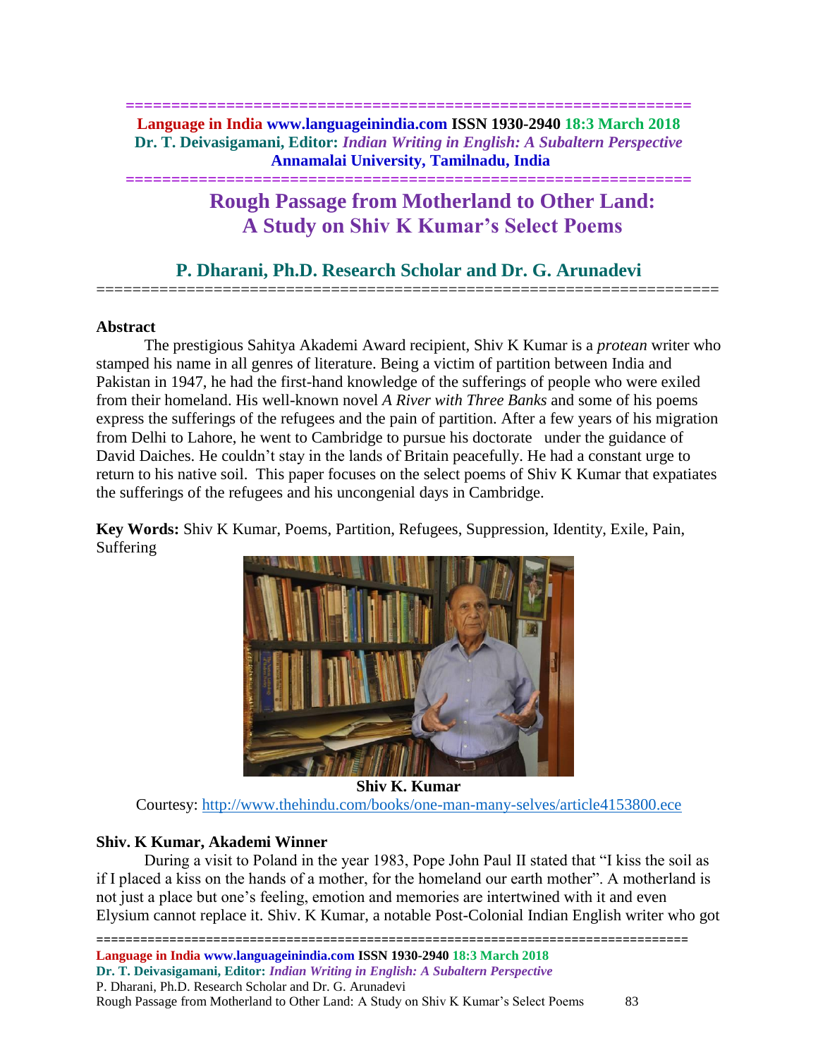# Rough Passage from Motherland to Other Land: A Study on Shiv K Kumar's Select Poems

## P. Dharani, Ph.D. Research Scholar and Dr. G. Arunadevi

### Abstract

The prestigious Sahitya Akademi Award recipient, Shiv K Kumar is a *protean* writer who stamped his name in all genres of literature. Being a victim of partition between India and Pakistan in 1947, he had the first-hand knowledge of the sufferings of people who were exiled from their homeland. His well-known novel *A River with Three Banks* and some of his poems express the sufferings of the refugees and the pain of partition. After a few years of his migration from Delhi to Lahore, he went to Cambridge to pursue his doctorate under the guidance of David Daiches. He couldn't stay in the lands of Britain peacefully. He had a constant urge to return to his native soil. This paper focuses on the select poems of Shiv K Kumar that expatiates the sufferings of the refugees and his uncongenial days in Cambridge.

**Key Words:** Shiv K Kumar, Poems, Partition, Refugees, Suppression, Identity, Exile, Pain, Suffering

**Shiv K. Kumar**

Courtesy: http://www.thehindu.com/books/one-man-many-selves/article4153800.ece

### Shiv. K Kumar, Akademi Winner

During a visit to Poland in the year 1983, Pope John Paul II stated that "I kiss the soil as if I placed a kiss on the hands of a mother, for the homeland our earth mother". A motherland is not just a place but one's feeling, emotion and memories are intertwined with it and even Elysium cannot replace it. Shiv. K Kumar, a notable Post-Colonial Indian English writer who got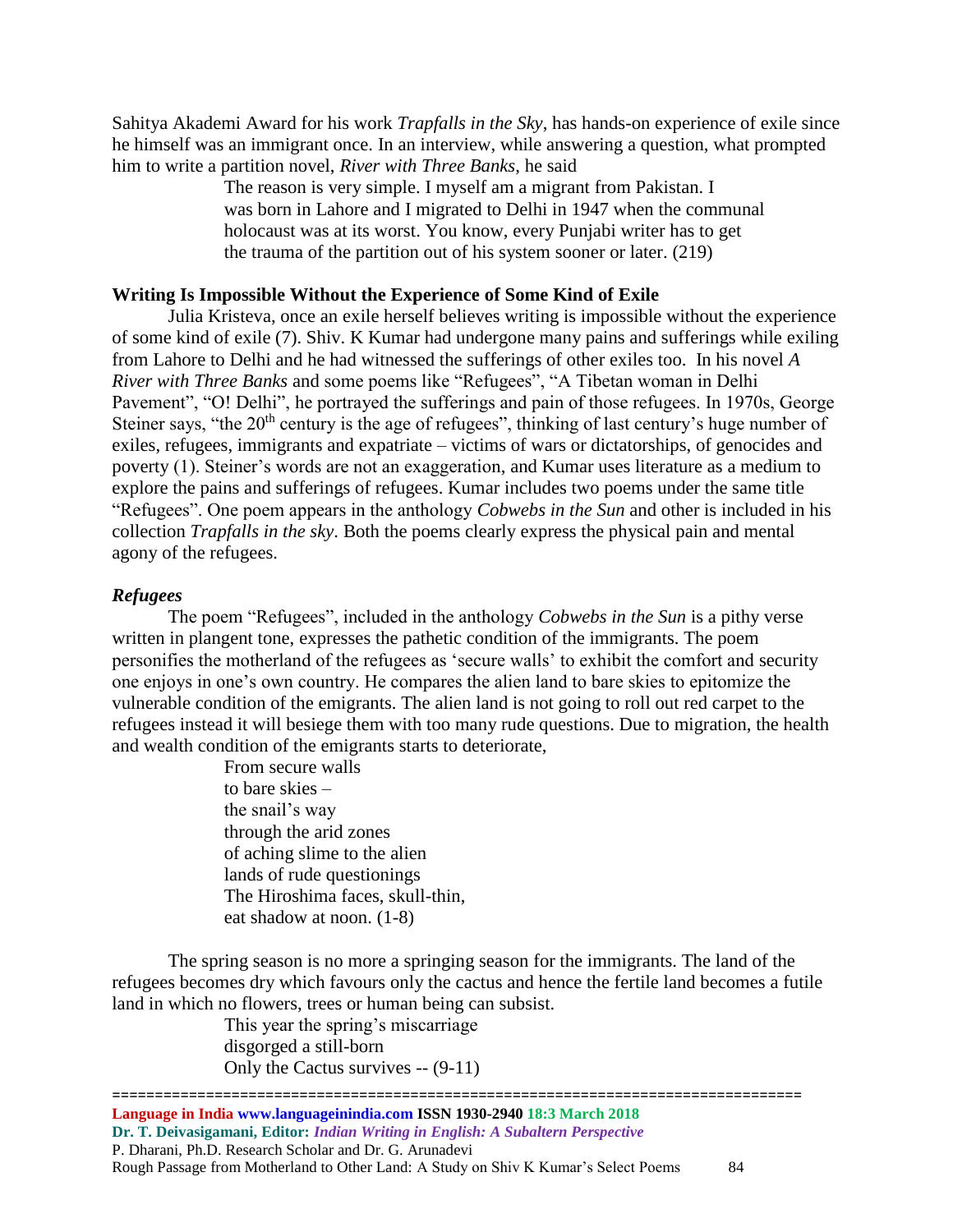Sahitya Akademi Award for his work *Trapfalls in the Sky*, has hands-on experience of exile since he himself was an immigrant once. In an interview, while answering a question, what prompted him to write a partition novel, *River with Three Banks*, he said

> The reason is very simple. I myself am a migrant from Pakistan. I was born in Lahore and I migrated to Delhi in 1947 when the communal holocaust was at its worst. You know, every Punjabi writer has to get the trauma of the partition out of his system sooner or later. (219)

### Writing Is Impossible Without the Experience of Some Kind of Exile

Julia Kristeva, once an exile herself believes writing is impossible without the experience of some kind of exile (7). Shiv. K Kumar had undergone many pains and sufferings while exiling from Lahore to Delhi and he had witnessed the sufferings of other exiles too. In his novel *A River with Three Banks* and some poems like "Refugees", "A Tibetan woman in Delhi Pavement", "O! Delhi", he portrayed the sufferings and pain of those refugees. In 1970s, George Steiner says, "the 20th century is the age of refugees", thinking of last century's huge number of exiles, refugees, immigrants and expatriate – victims of wars or dictatorships, of genocides and poverty (1). Steiner's words are not an exaggeration, and Kumar uses literature as a medium to explore the pains and sufferings of refugees. Kumar includes two poems under the same title "Refugees". One poem appears in the anthology *Cobwebs in the Sun* and other is included in his collection *Trapfalls in the sky*. Both the poems clearly express the physical pain and mental agony of the refugees.

### *Refugees*

The poem "Refugees", included in the anthology *Cobwebs in the Sun* is a pithy verse written in plangent tone, expresses the pathetic condition of the immigrants. The poem personifies the motherland of the refugees as 'secure walls' to exhibit the comfort and security one enjoys in one's own country. He compares the alien land to bare skies to epitomize the vulnerable condition of the emigrants. The alien land is not going to roll out red carpet to the refugees instead it will besiege them with too many rude questions. Due to migration, the health and wealth condition of the emigrants starts to deteriorate,

> From secure walls
> to bare skies –
> the snail's way
> through the arid zones
> of aching slime to the alien
> lands of rude questionings
> The Hiroshima faces, skull-thin,
> eat shadow at noon. (1-8)

The spring season is no more a springing season for the immigrants. The land of the refugees becomes dry which favours only the cactus and hence the fertile land becomes a futile land in which no flowers, trees or human being can subsist.

> This year the spring's miscarriage
> disgorged a still-born
> Only the Cactus survives -- (9-11)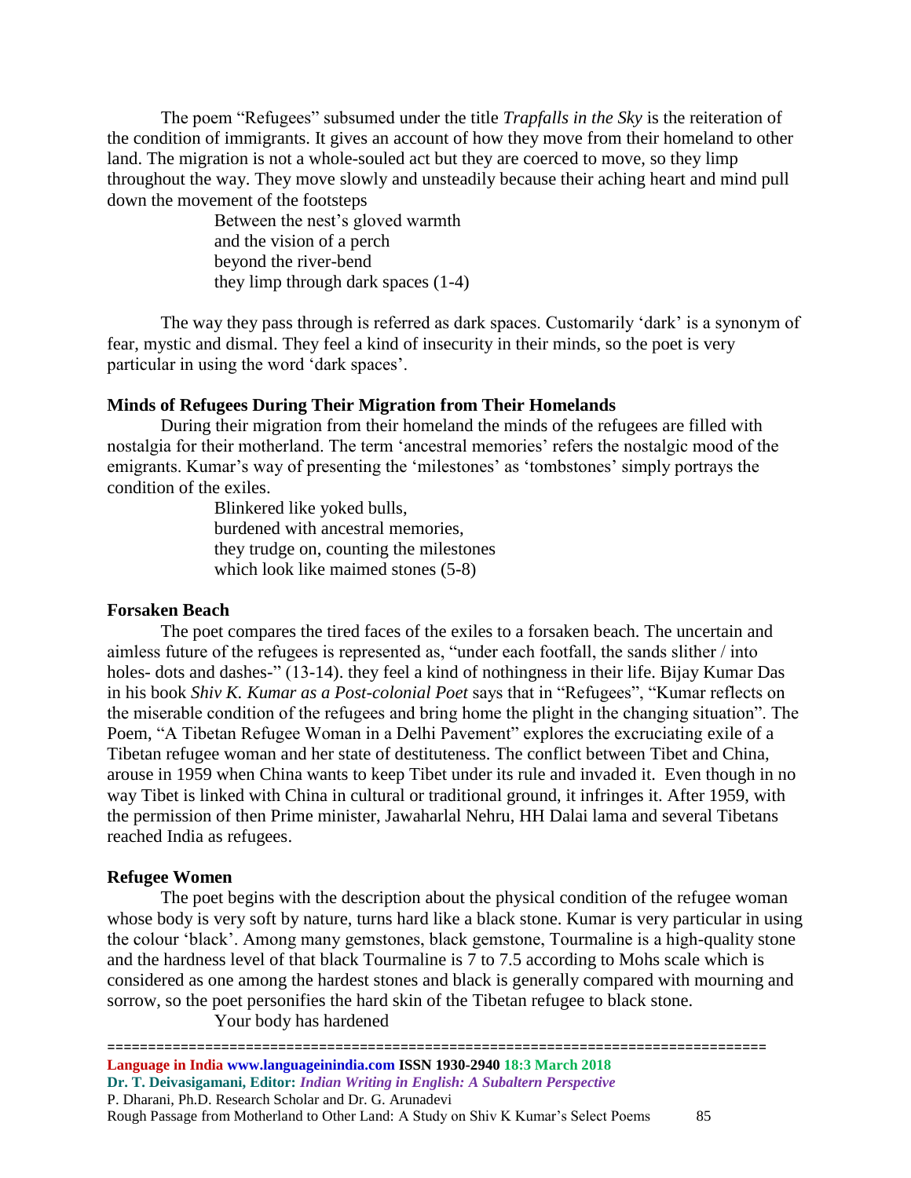The poem "Refugees" subsumed under the title *Trapfalls in the Sky* is the reiteration of the condition of immigrants. It gives an account of how they move from their homeland to other land. The migration is not a whole-souled act but they are coerced to move, so they limp throughout the way. They move slowly and unsteadily because their aching heart and mind pull down the movement of the footsteps

> Between the nest's gloved warmth  
> and the vision of a perch  
> beyond the river-bend  
> they limp through dark spaces (1-4)

The way they pass through is referred as dark spaces. Customarily 'dark' is a synonym of fear, mystic and dismal. They feel a kind of insecurity in their minds, so the poet is very particular in using the word 'dark spaces'.

### Minds of Refugees During Their Migration from Their Homelands

During their migration from their homeland the minds of the refugees are filled with nostalgia for their motherland. The term 'ancestral memories' refers the nostalgic mood of the emigrants. Kumar's way of presenting the 'milestones' as 'tombstones' simply portrays the condition of the exiles.

> Blinkered like yoked bulls,  
> burdened with ancestral memories,  
> they trudge on, counting the milestones  
> which look like maimed stones (5-8)

### Forsaken Beach

The poet compares the tired faces of the exiles to a forsaken beach. The uncertain and aimless future of the refugees is represented as, "under each footfall, the sands slither / into holes- dots and dashes-" (13-14). they feel a kind of nothingness in their life. Bijay Kumar Das in his book *Shiv K. Kumar as a Post-colonial Poet* says that in "Refugees", "Kumar reflects on the miserable condition of the refugees and bring home the plight in the changing situation". The Poem, "A Tibetan Refugee Woman in a Delhi Pavement" explores the excruciating exile of a Tibetan refugee woman and her state of destituteness. The conflict between Tibet and China, arouse in 1959 when China wants to keep Tibet under its rule and invaded it. Even though in no way Tibet is linked with China in cultural or traditional ground, it infringes it. After 1959, with the permission of then Prime minister, Jawaharlal Nehru, HH Dalai lama and several Tibetans reached India as refugees.

### Refugee Women

The poet begins with the description about the physical condition of the refugee woman whose body is very soft by nature, turns hard like a black stone. Kumar is very particular in using the colour 'black'. Among many gemstones, black gemstone, Tourmaline is a high-quality stone and the hardness level of that black Tourmaline is 7 to 7.5 according to Mohs scale which is considered as one among the hardest stones and black is generally compared with mourning and sorrow, so the poet personifies the hard skin of the Tibetan refugee to black stone.

> Your body has hardened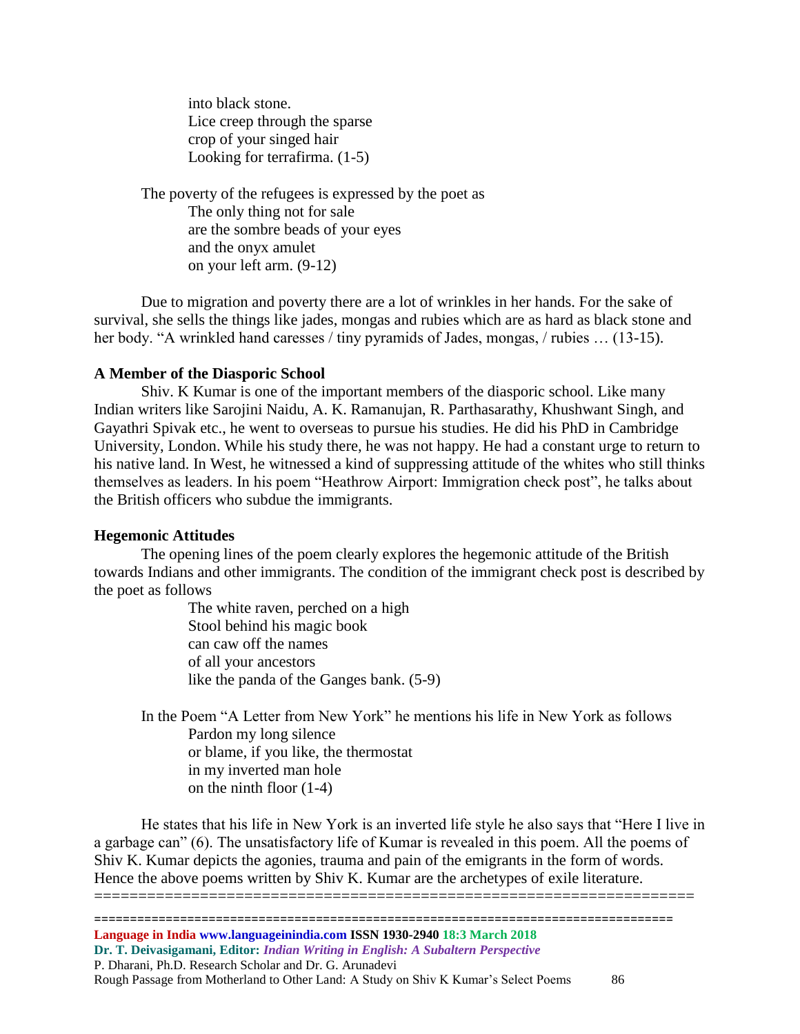into black stone.  
Lice creep through the sparse  
crop of your singed hair  
Looking for terrafirma. (1-5)

The poverty of the refugees is expressed by the poet as

The only thing not for sale  
are the sombre beads of your eyes  
and the onyx amulet  
on your left arm. (9-12)

Due to migration and poverty there are a lot of wrinkles in her hands. For the sake of survival, she sells the things like jades, mongas and rubies which are as hard as black stone and her body. "A wrinkled hand caresses / tiny pyramids of Jades, mongas, / rubies … (13-15).

**A Member of the Diasporic School**

Shiv. K Kumar is one of the important members of the diasporic school. Like many Indian writers like Sarojini Naidu, A. K. Ramanujan, R. Parthasarathy, Khushwant Singh, and Gayathri Spivak etc., he went to overseas to pursue his studies. He did his PhD in Cambridge University, London. While his study there, he was not happy. He had a constant urge to return to his native land. In West, he witnessed a kind of suppressing attitude of the whites who still thinks themselves as leaders. In his poem "Heathrow Airport: Immigration check post", he talks about the British officers who subdue the immigrants.

**Hegemonic Attitudes**

The opening lines of the poem clearly explores the hegemonic attitude of the British towards Indians and other immigrants. The condition of the immigrant check post is described by the poet as follows

The white raven, perched on a high  
Stool behind his magic book  
can caw off the names  
of all your ancestors  
like the panda of the Ganges bank. (5-9)

In the Poem "A Letter from New York" he mentions his life in New York as follows

Pardon my long silence  
or blame, if you like, the thermostat  
in my inverted man hole  
on the ninth floor (1-4)

He states that his life in New York is an inverted life style he also says that "Here I live in a garbage can" (6). The unsatisfactory life of Kumar is revealed in this poem. All the poems of Shiv K. Kumar depicts the agonies, trauma and pain of the emigrants in the form of words. Hence the above poems written by Shiv K. Kumar are the archetypes of exile literature.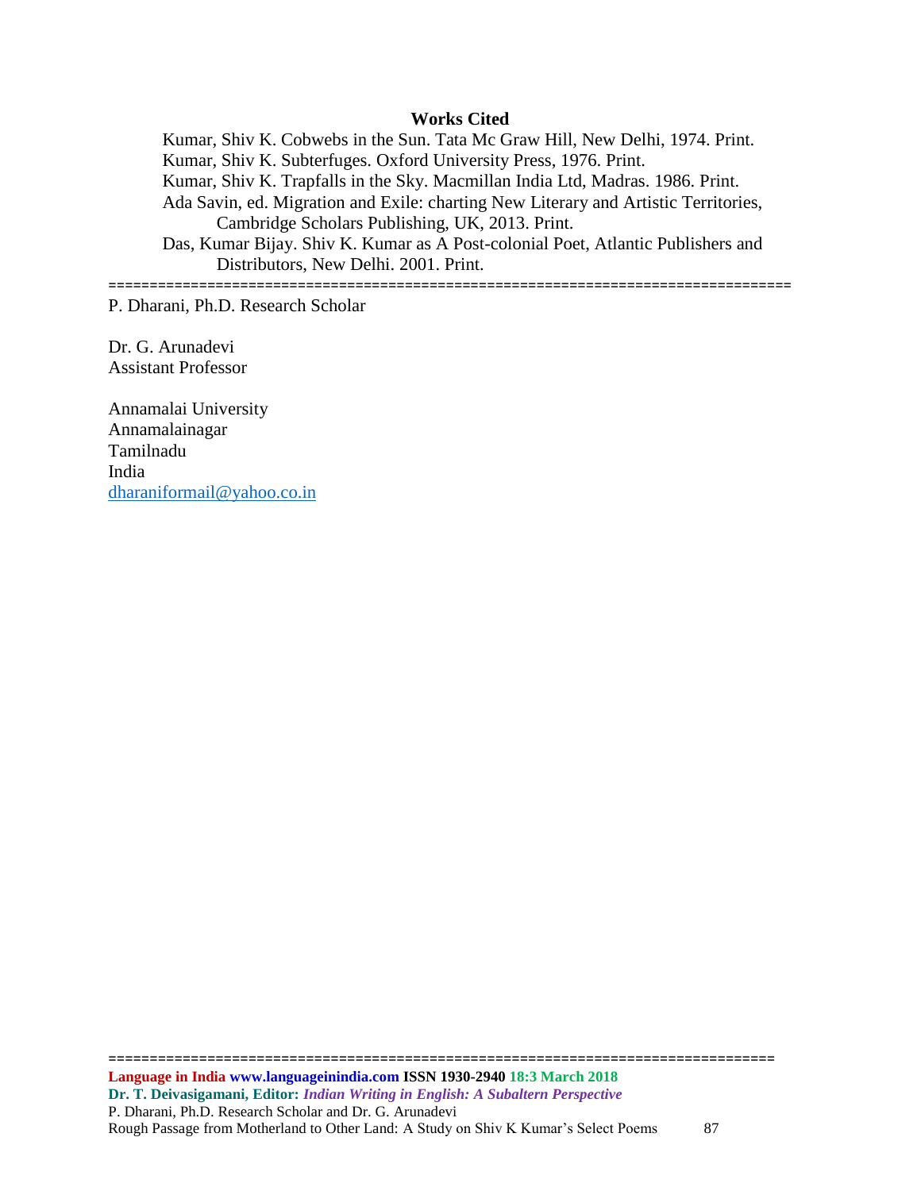## Works Cited

Kumar, Shiv K. Cobwebs in the Sun. Tata Mc Graw Hill, New Delhi, 1974. Print.

Kumar, Shiv K. Subterfuges. Oxford University Press, 1976. Print.

Kumar, Shiv K. Trapfalls in the Sky. Macmillan India Ltd, Madras. 1986. Print.

Ada Savin, ed. Migration and Exile: charting New Literary and Artistic Territories, Cambridge Scholars Publishing, UK, 2013. Print.

Das, Kumar Bijay. Shiv K. Kumar as A Post-colonial Poet, Atlantic Publishers and Distributors, New Delhi. 2001. Print.

================================================================================

P. Dharani, Ph.D. Research Scholar

Dr. G. Arunadevi
Assistant Professor

Annamalai University
Annamalainagar
Tamilnadu
India
dharaniformail@yahoo.co.in